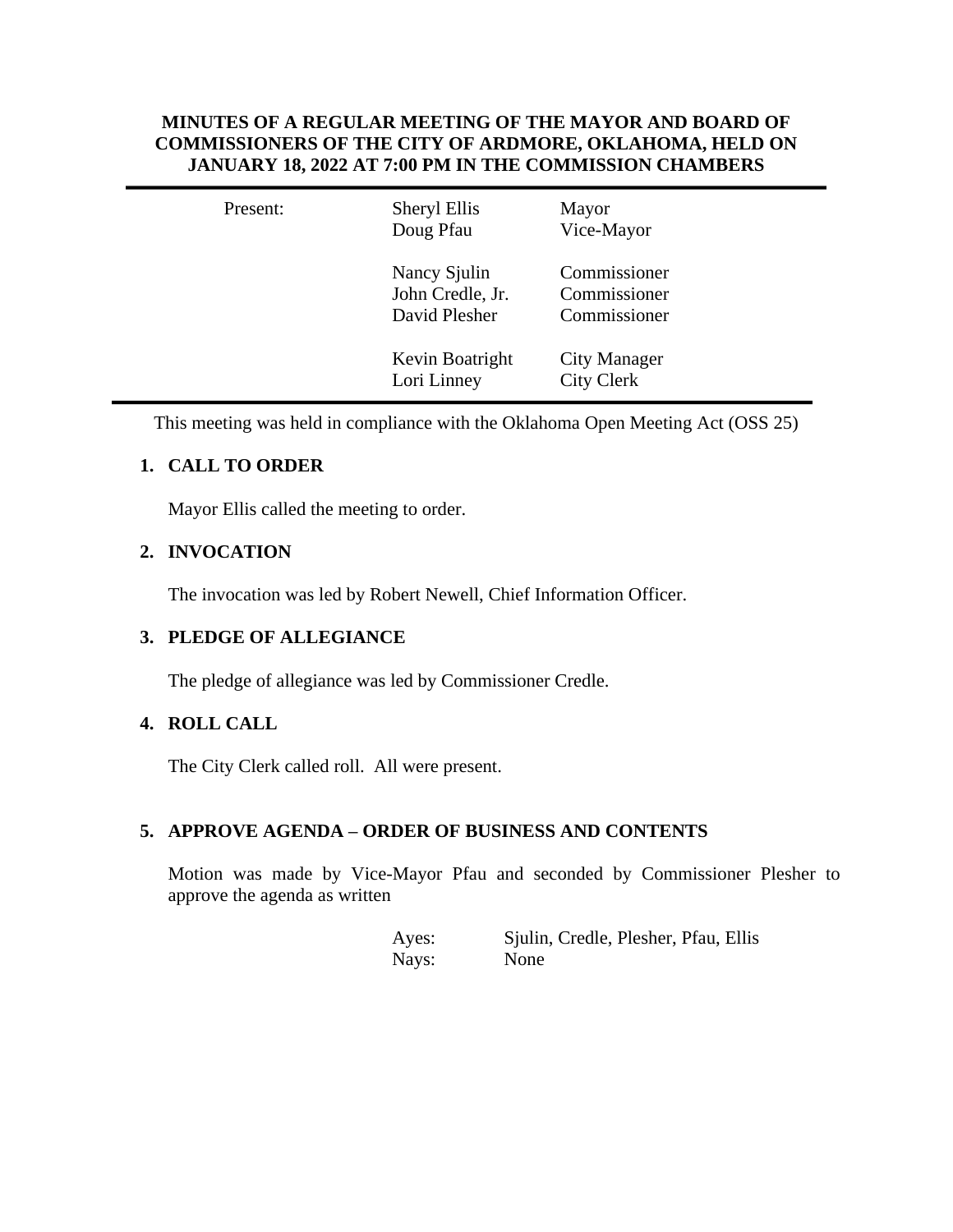**MINUTES OF A REGULAR MEETING OF THE MAYOR AND BOARD OF COMMISSIONERS OF THE CITY OF ARDMORE, OKLAHOMA, HELD ON JANUARY 18, 2022 AT 7:00 PM IN THE COMMISSION CHAMBERS**

| Present: | Sheryl Ellis | Mayor |
|---|---|---|
| | Doug Pfau | Vice-Mayor |
| | Nancy Sjulin | Commissioner |
| | John Credle, Jr. | Commissioner |
| | David Plesher | Commissioner |
| | Kevin Boatright | City Manager |
| | Lori Linney | City Clerk |

This meeting was held in compliance with the Oklahoma Open Meeting Act (OSS 25)

**1. CALL TO ORDER**

Mayor Ellis called the meeting to order.

**2. INVOCATION**

The invocation was led by Robert Newell, Chief Information Officer.

**3. PLEDGE OF ALLEGIANCE**

The pledge of allegiance was led by Commissioner Credle.

**4. ROLL CALL**

The City Clerk called roll. All were present.

**5. APPROVE AGENDA – ORDER OF BUSINESS AND CONTENTS**

Motion was made by Vice-Mayor Pfau and seconded by Commissioner Plesher to approve the agenda as written

Ayes: Sjulin, Credle, Plesher, Pfau, Ellis
Nays: None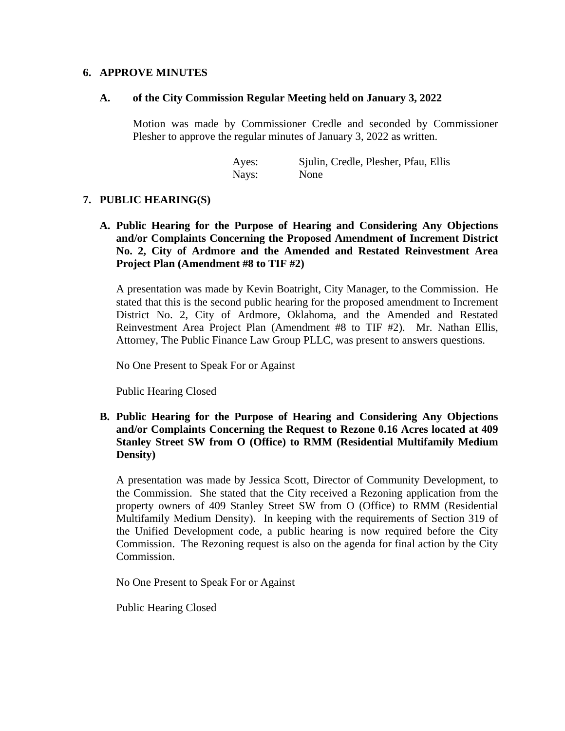## 6. APPROVE MINUTES

### A. of the City Commission Regular Meeting held on January 3, 2022

Motion was made by Commissioner Credle and seconded by Commissioner Plesher to approve the regular minutes of January 3, 2022 as written.

Ayes: Sjulin, Credle, Plesher, Pfau, Ellis
Nays: None

## 7. PUBLIC HEARING(S)

### A. Public Hearing for the Purpose of Hearing and Considering Any Objections and/or Complaints Concerning the Proposed Amendment of Increment District No. 2, City of Ardmore and the Amended and Restated Reinvestment Area Project Plan (Amendment #8 to TIF #2)

A presentation was made by Kevin Boatright, City Manager, to the Commission. He stated that this is the second public hearing for the proposed amendment to Increment District No. 2, City of Ardmore, Oklahoma, and the Amended and Restated Reinvestment Area Project Plan (Amendment #8 to TIF #2). Mr. Nathan Ellis, Attorney, The Public Finance Law Group PLLC, was present to answers questions.

No One Present to Speak For or Against

Public Hearing Closed

### B. Public Hearing for the Purpose of Hearing and Considering Any Objections and/or Complaints Concerning the Request to Rezone 0.16 Acres located at 409 Stanley Street SW from O (Office) to RMM (Residential Multifamily Medium Density)

A presentation was made by Jessica Scott, Director of Community Development, to the Commission. She stated that the City received a Rezoning application from the property owners of 409 Stanley Street SW from O (Office) to RMM (Residential Multifamily Medium Density). In keeping with the requirements of Section 319 of the Unified Development code, a public hearing is now required before the City Commission. The Rezoning request is also on the agenda for final action by the City Commission.

No One Present to Speak For or Against

Public Hearing Closed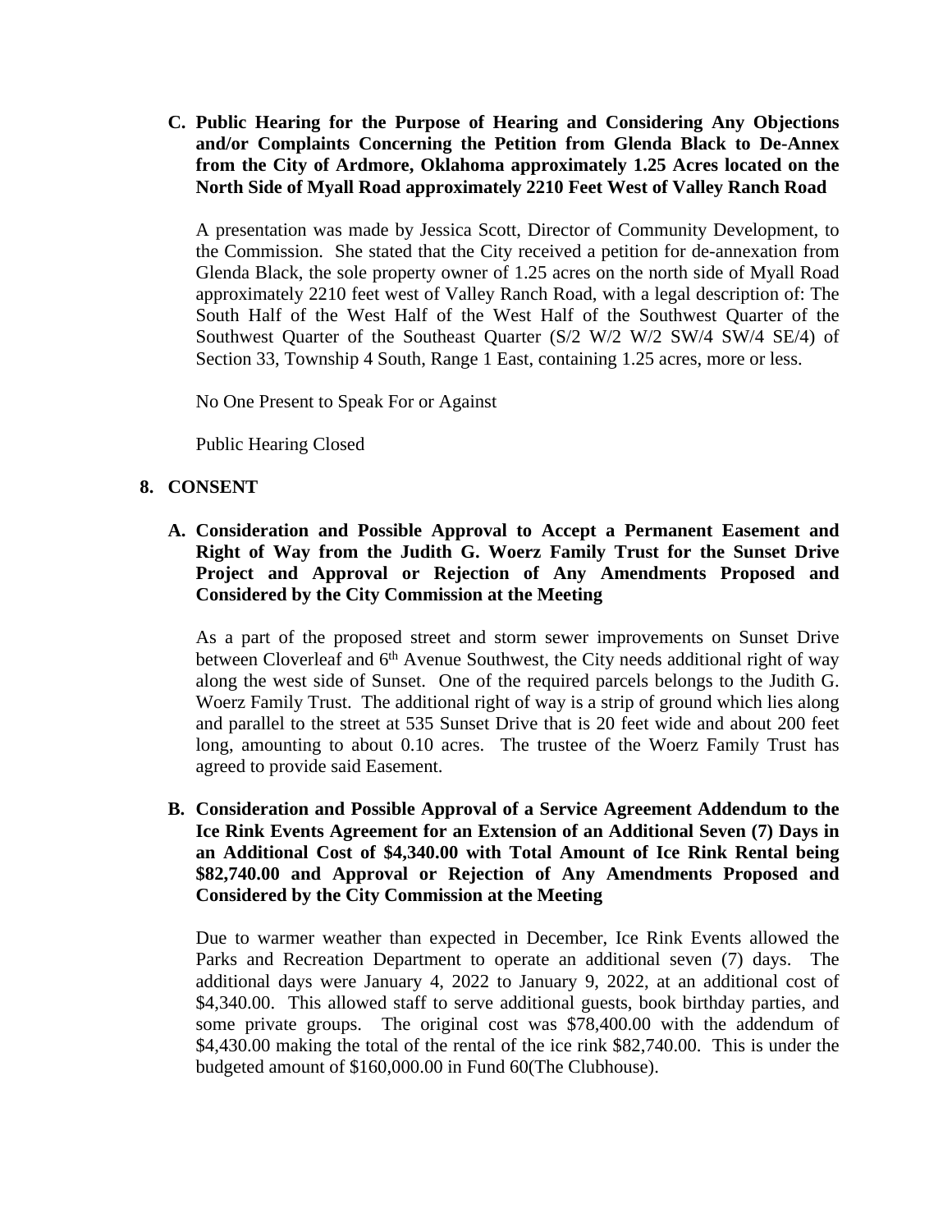**C. Public Hearing for the Purpose of Hearing and Considering Any Objections and/or Complaints Concerning the Petition from Glenda Black to De-Annex from the City of Ardmore, Oklahoma approximately 1.25 Acres located on the North Side of Myall Road approximately 2210 Feet West of Valley Ranch Road**

A presentation was made by Jessica Scott, Director of Community Development, to the Commission. She stated that the City received a petition for de-annexation from Glenda Black, the sole property owner of 1.25 acres on the north side of Myall Road approximately 2210 feet west of Valley Ranch Road, with a legal description of: The South Half of the West Half of the West Half of the Southwest Quarter of the Southwest Quarter of the Southeast Quarter (S/2 W/2 W/2 SW/4 SW/4 SE/4) of Section 33, Township 4 South, Range 1 East, containing 1.25 acres, more or less.

No One Present to Speak For or Against

Public Hearing Closed

**8. CONSENT**

**A. Consideration and Possible Approval to Accept a Permanent Easement and Right of Way from the Judith G. Woerz Family Trust for the Sunset Drive Project and Approval or Rejection of Any Amendments Proposed and Considered by the City Commission at the Meeting**

As a part of the proposed street and storm sewer improvements on Sunset Drive between Cloverleaf and 6th Avenue Southwest, the City needs additional right of way along the west side of Sunset. One of the required parcels belongs to the Judith G. Woerz Family Trust. The additional right of way is a strip of ground which lies along and parallel to the street at 535 Sunset Drive that is 20 feet wide and about 200 feet long, amounting to about 0.10 acres. The trustee of the Woerz Family Trust has agreed to provide said Easement.

**B. Consideration and Possible Approval of a Service Agreement Addendum to the Ice Rink Events Agreement for an Extension of an Additional Seven (7) Days in an Additional Cost of $4,340.00 with Total Amount of Ice Rink Rental being $82,740.00 and Approval or Rejection of Any Amendments Proposed and Considered by the City Commission at the Meeting**

Due to warmer weather than expected in December, Ice Rink Events allowed the Parks and Recreation Department to operate an additional seven (7) days. The additional days were January 4, 2022 to January 9, 2022, at an additional cost of $4,340.00. This allowed staff to serve additional guests, book birthday parties, and some private groups. The original cost was $78,400.00 with the addendum of $4,430.00 making the total of the rental of the ice rink $82,740.00. This is under the budgeted amount of $160,000.00 in Fund 60(The Clubhouse).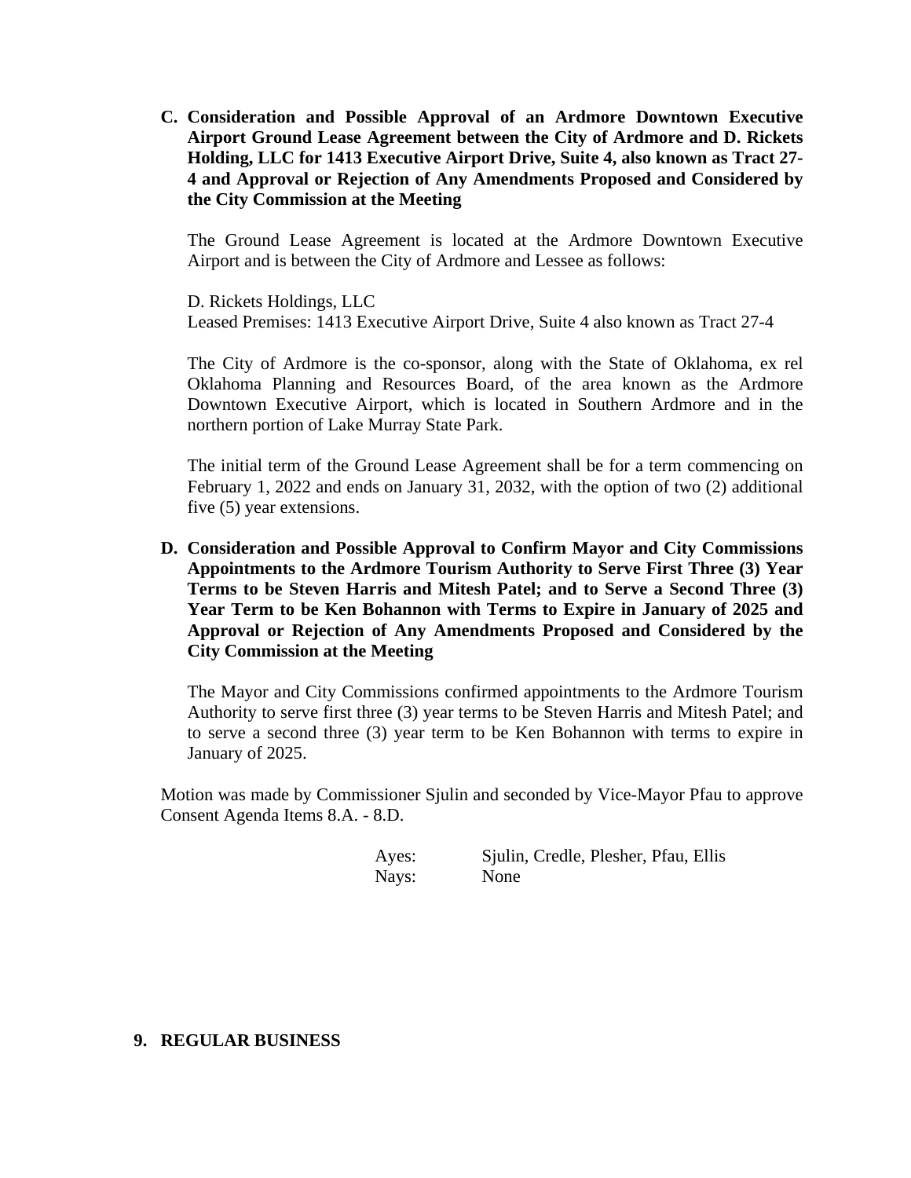**C. Consideration and Possible Approval of an Ardmore Downtown Executive Airport Ground Lease Agreement between the City of Ardmore and D. Rickets Holding, LLC for 1413 Executive Airport Drive, Suite 4, also known as Tract 27-4 and Approval or Rejection of Any Amendments Proposed and Considered by the City Commission at the Meeting**

The Ground Lease Agreement is located at the Ardmore Downtown Executive Airport and is between the City of Ardmore and Lessee as follows:

D. Rickets Holdings, LLC
Leased Premises: 1413 Executive Airport Drive, Suite 4 also known as Tract 27-4

The City of Ardmore is the co-sponsor, along with the State of Oklahoma, ex rel Oklahoma Planning and Resources Board, of the area known as the Ardmore Downtown Executive Airport, which is located in Southern Ardmore and in the northern portion of Lake Murray State Park.

The initial term of the Ground Lease Agreement shall be for a term commencing on February 1, 2022 and ends on January 31, 2032, with the option of two (2) additional five (5) year extensions.

**D. Consideration and Possible Approval to Confirm Mayor and City Commissions Appointments to the Ardmore Tourism Authority to Serve First Three (3) Year Terms to be Steven Harris and Mitesh Patel; and to Serve a Second Three (3) Year Term to be Ken Bohannon with Terms to Expire in January of 2025 and Approval or Rejection of Any Amendments Proposed and Considered by the City Commission at the Meeting**

The Mayor and City Commissions confirmed appointments to the Ardmore Tourism Authority to serve first three (3) year terms to be Steven Harris and Mitesh Patel; and to serve a second three (3) year term to be Ken Bohannon with terms to expire in January of 2025.

Motion was made by Commissioner Sjulin and seconded by Vice-Mayor Pfau to approve Consent Agenda Items 8.A. - 8.D.

Ayes: Sjulin, Credle, Plesher, Pfau, Ellis
Nays: None

## 9. REGULAR BUSINESS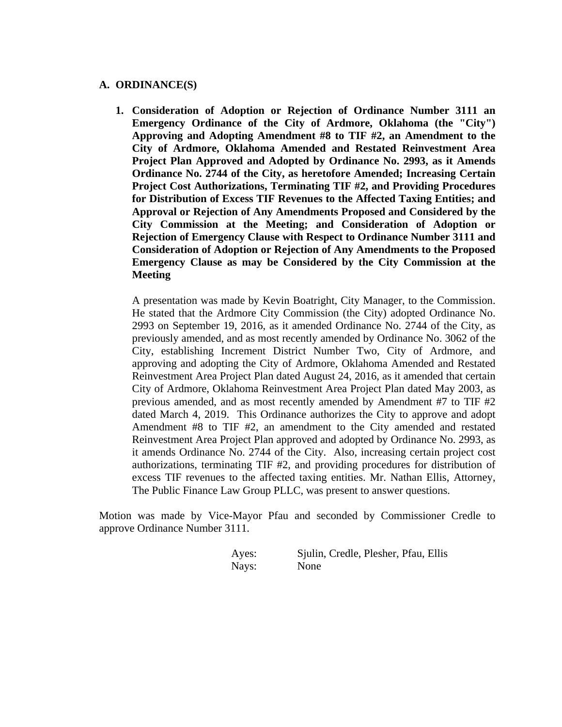## A. ORDINANCE(S)

1. **Consideration of Adoption or Rejection of Ordinance Number 3111 an Emergency Ordinance of the City of Ardmore, Oklahoma (the "City") Approving and Adopting Amendment #8 to TIF #2, an Amendment to the City of Ardmore, Oklahoma Amended and Restated Reinvestment Area Project Plan Approved and Adopted by Ordinance No. 2993, as it Amends Ordinance No. 2744 of the City, as heretofore Amended; Increasing Certain Project Cost Authorizations, Terminating TIF #2, and Providing Procedures for Distribution of Excess TIF Revenues to the Affected Taxing Entities; and Approval or Rejection of Any Amendments Proposed and Considered by the City Commission at the Meeting; and Consideration of Adoption or Rejection of Emergency Clause with Respect to Ordinance Number 3111 and Consideration of Adoption or Rejection of Any Amendments to the Proposed Emergency Clause as may be Considered by the City Commission at the Meeting**

   A presentation was made by Kevin Boatright, City Manager, to the Commission. He stated that the Ardmore City Commission (the City) adopted Ordinance No. 2993 on September 19, 2016, as it amended Ordinance No. 2744 of the City, as previously amended, and as most recently amended by Ordinance No. 3062 of the City, establishing Increment District Number Two, City of Ardmore, and approving and adopting the City of Ardmore, Oklahoma Amended and Restated Reinvestment Area Project Plan dated August 24, 2016, as it amended that certain City of Ardmore, Oklahoma Reinvestment Area Project Plan dated May 2003, as previous amended, and as most recently amended by Amendment #7 to TIF #2 dated March 4, 2019. This Ordinance authorizes the City to approve and adopt Amendment #8 to TIF #2, an amendment to the City amended and restated Reinvestment Area Project Plan approved and adopted by Ordinance No. 2993, as it amends Ordinance No. 2744 of the City. Also, increasing certain project cost authorizations, terminating TIF #2, and providing procedures for distribution of excess TIF revenues to the affected taxing entities. Mr. Nathan Ellis, Attorney, The Public Finance Law Group PLLC, was present to answer questions.

Motion was made by Vice-Mayor Pfau and seconded by Commissioner Credle to approve Ordinance Number 3111.

| | |
|---|---|
| Ayes: | Sjulin, Credle, Plesher, Pfau, Ellis |
| Nays: | None |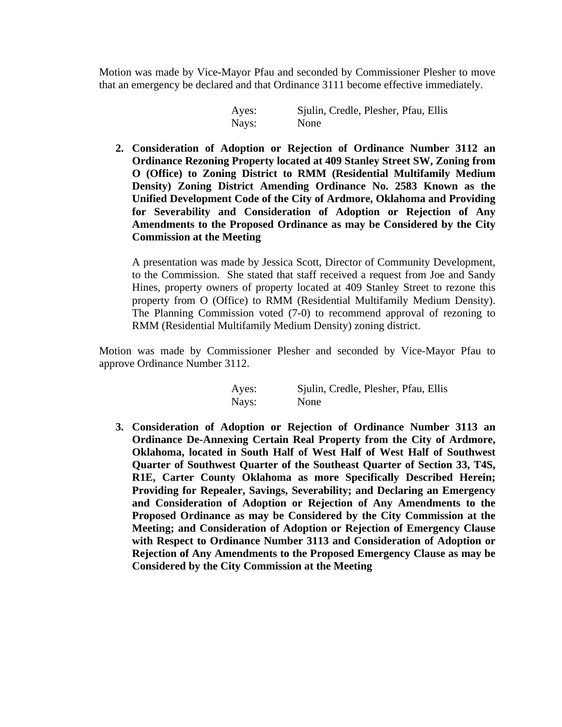Motion was made by Vice-Mayor Pfau and seconded by Commissioner Plesher to move that an emergency be declared and that Ordinance 3111 become effective immediately.

Ayes: Sjulin, Credle, Plesher, Pfau, Ellis
Nays: None

2. **Consideration of Adoption or Rejection of Ordinance Number 3112 an Ordinance Rezoning Property located at 409 Stanley Street SW, Zoning from O (Office) to Zoning District to RMM (Residential Multifamily Medium Density) Zoning District Amending Ordinance No. 2583 Known as the Unified Development Code of the City of Ardmore, Oklahoma and Providing for Severability and Consideration of Adoption or Rejection of Any Amendments to the Proposed Ordinance as may be Considered by the City Commission at the Meeting**

   A presentation was made by Jessica Scott, Director of Community Development, to the Commission. She stated that staff received a request from Joe and Sandy Hines, property owners of property located at 409 Stanley Street to rezone this property from O (Office) to RMM (Residential Multifamily Medium Density). The Planning Commission voted (7-0) to recommend approval of rezoning to RMM (Residential Multifamily Medium Density) zoning district.

Motion was made by Commissioner Plesher and seconded by Vice-Mayor Pfau to approve Ordinance Number 3112.

Ayes: Sjulin, Credle, Plesher, Pfau, Ellis
Nays: None

3. **Consideration of Adoption or Rejection of Ordinance Number 3113 an Ordinance De-Annexing Certain Real Property from the City of Ardmore, Oklahoma, located in South Half of West Half of West Half of Southwest Quarter of Southwest Quarter of the Southeast Quarter of Section 33, T4S, R1E, Carter County Oklahoma as more Specifically Described Herein; Providing for Repealer, Savings, Severability; and Declaring an Emergency and Consideration of Adoption or Rejection of Any Amendments to the Proposed Ordinance as may be Considered by the City Commission at the Meeting; and Consideration of Adoption or Rejection of Emergency Clause with Respect to Ordinance Number 3113 and Consideration of Adoption or Rejection of Any Amendments to the Proposed Emergency Clause as may be Considered by the City Commission at the Meeting**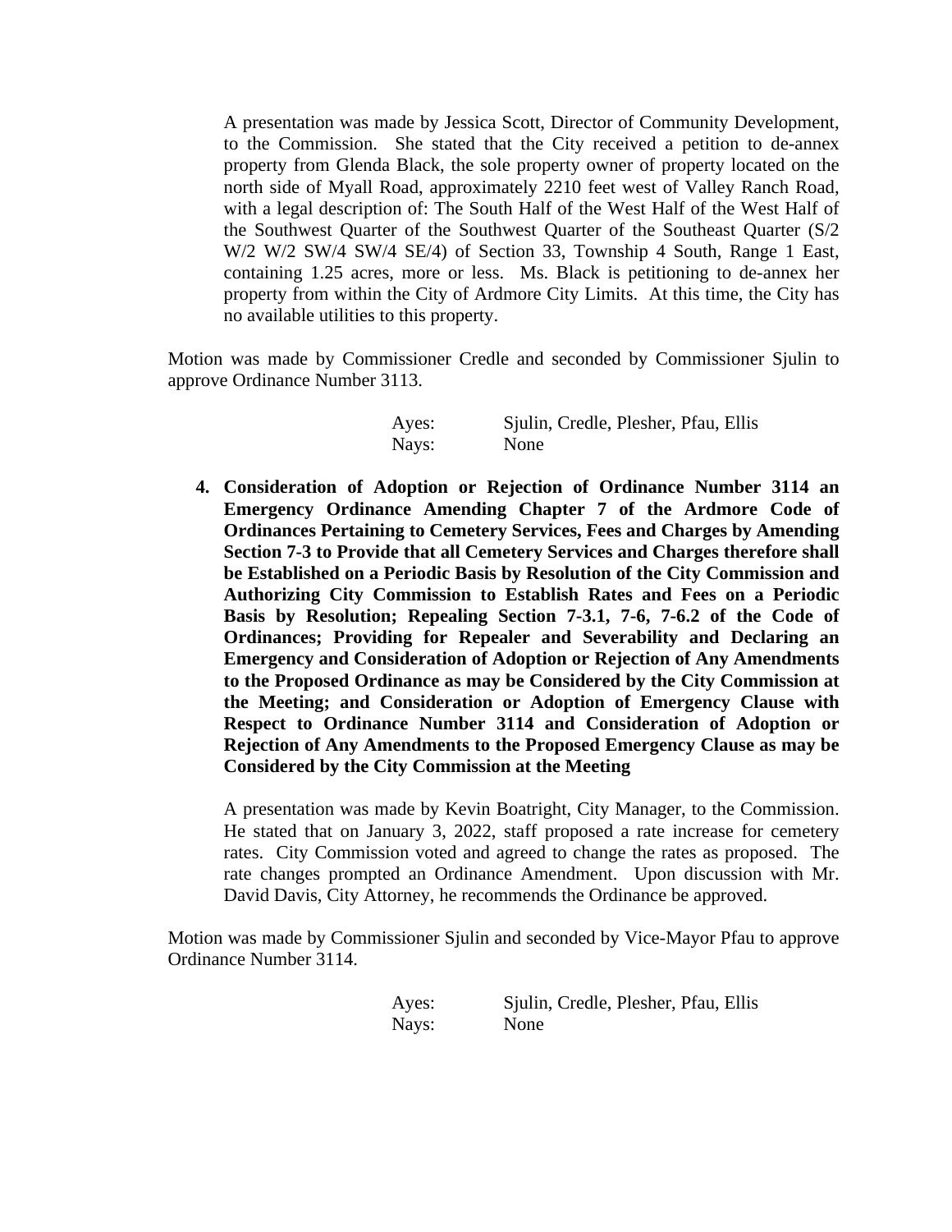A presentation was made by Jessica Scott, Director of Community Development, to the Commission. She stated that the City received a petition to de-annex property from Glenda Black, the sole property owner of property located on the north side of Myall Road, approximately 2210 feet west of Valley Ranch Road, with a legal description of: The South Half of the West Half of the West Half of the Southwest Quarter of the Southwest Quarter of the Southeast Quarter (S/2 W/2 W/2 SW/4 SW/4 SE/4) of Section 33, Township 4 South, Range 1 East, containing 1.25 acres, more or less. Ms. Black is petitioning to de-annex her property from within the City of Ardmore City Limits. At this time, the City has no available utilities to this property.

Motion was made by Commissioner Credle and seconded by Commissioner Sjulin to approve Ordinance Number 3113.

| | |
|---|---|
| Ayes: | Sjulin, Credle, Plesher, Pfau, Ellis |
| Nays: | None |

4. **Consideration of Adoption or Rejection of Ordinance Number 3114 an Emergency Ordinance Amending Chapter 7 of the Ardmore Code of Ordinances Pertaining to Cemetery Services, Fees and Charges by Amending Section 7-3 to Provide that all Cemetery Services and Charges therefore shall be Established on a Periodic Basis by Resolution of the City Commission and Authorizing City Commission to Establish Rates and Fees on a Periodic Basis by Resolution; Repealing Section 7-3.1, 7-6, 7-6.2 of the Code of Ordinances; Providing for Repealer and Severability and Declaring an Emergency and Consideration of Adoption or Rejection of Any Amendments to the Proposed Ordinance as may be Considered by the City Commission at the Meeting; and Consideration or Adoption of Emergency Clause with Respect to Ordinance Number 3114 and Consideration of Adoption or Rejection of Any Amendments to the Proposed Emergency Clause as may be Considered by the City Commission at the Meeting**

   A presentation was made by Kevin Boatright, City Manager, to the Commission. He stated that on January 3, 2022, staff proposed a rate increase for cemetery rates. City Commission voted and agreed to change the rates as proposed. The rate changes prompted an Ordinance Amendment. Upon discussion with Mr. David Davis, City Attorney, he recommends the Ordinance be approved.

Motion was made by Commissioner Sjulin and seconded by Vice-Mayor Pfau to approve Ordinance Number 3114.

| | |
|---|---|
| Ayes: | Sjulin, Credle, Plesher, Pfau, Ellis |
| Nays: | None |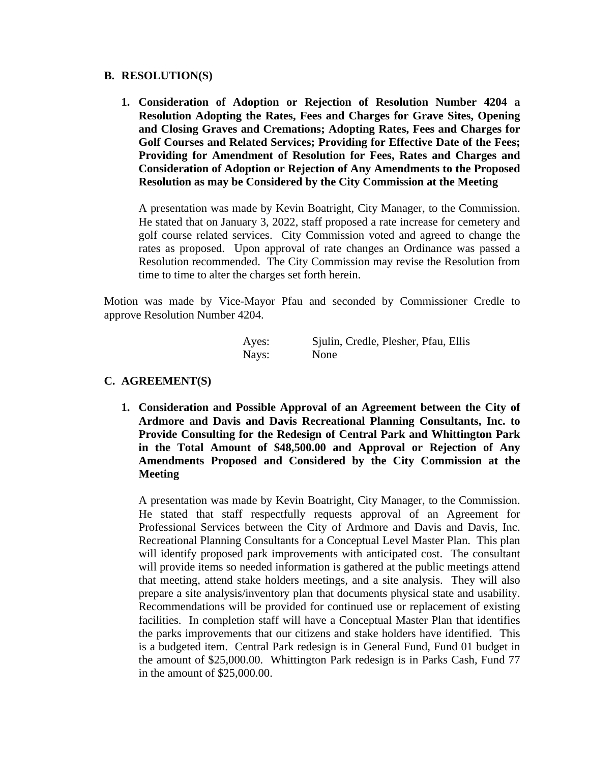**B. RESOLUTION(S)**

1. **Consideration of Adoption or Rejection of Resolution Number 4204 a Resolution Adopting the Rates, Fees and Charges for Grave Sites, Opening and Closing Graves and Cremations; Adopting Rates, Fees and Charges for Golf Courses and Related Services; Providing for Effective Date of the Fees; Providing for Amendment of Resolution for Fees, Rates and Charges and Consideration of Adoption or Rejection of Any Amendments to the Proposed Resolution as may be Considered by the City Commission at the Meeting**

   A presentation was made by Kevin Boatright, City Manager, to the Commission. He stated that on January 3, 2022, staff proposed a rate increase for cemetery and golf course related services. City Commission voted and agreed to change the rates as proposed. Upon approval of rate changes an Ordinance was passed a Resolution recommended. The City Commission may revise the Resolution from time to time to alter the charges set forth herein.

Motion was made by Vice-Mayor Pfau and seconded by Commissioner Credle to approve Resolution Number 4204.

Ayes: Sjulin, Credle, Plesher, Pfau, Ellis
Nays: None

**C. AGREEMENT(S)**

1. **Consideration and Possible Approval of an Agreement between the City of Ardmore and Davis and Davis Recreational Planning Consultants, Inc. to Provide Consulting for the Redesign of Central Park and Whittington Park in the Total Amount of $48,500.00 and Approval or Rejection of Any Amendments Proposed and Considered by the City Commission at the Meeting**

   A presentation was made by Kevin Boatright, City Manager, to the Commission. He stated that staff respectfully requests approval of an Agreement for Professional Services between the City of Ardmore and Davis and Davis, Inc. Recreational Planning Consultants for a Conceptual Level Master Plan. This plan will identify proposed park improvements with anticipated cost. The consultant will provide items so needed information is gathered at the public meetings attend that meeting, attend stake holders meetings, and a site analysis. They will also prepare a site analysis/inventory plan that documents physical state and usability. Recommendations will be provided for continued use or replacement of existing facilities. In completion staff will have a Conceptual Master Plan that identifies the parks improvements that our citizens and stake holders have identified. This is a budgeted item. Central Park redesign is in General Fund, Fund 01 budget in the amount of $25,000.00. Whittington Park redesign is in Parks Cash, Fund 77 in the amount of $25,000.00.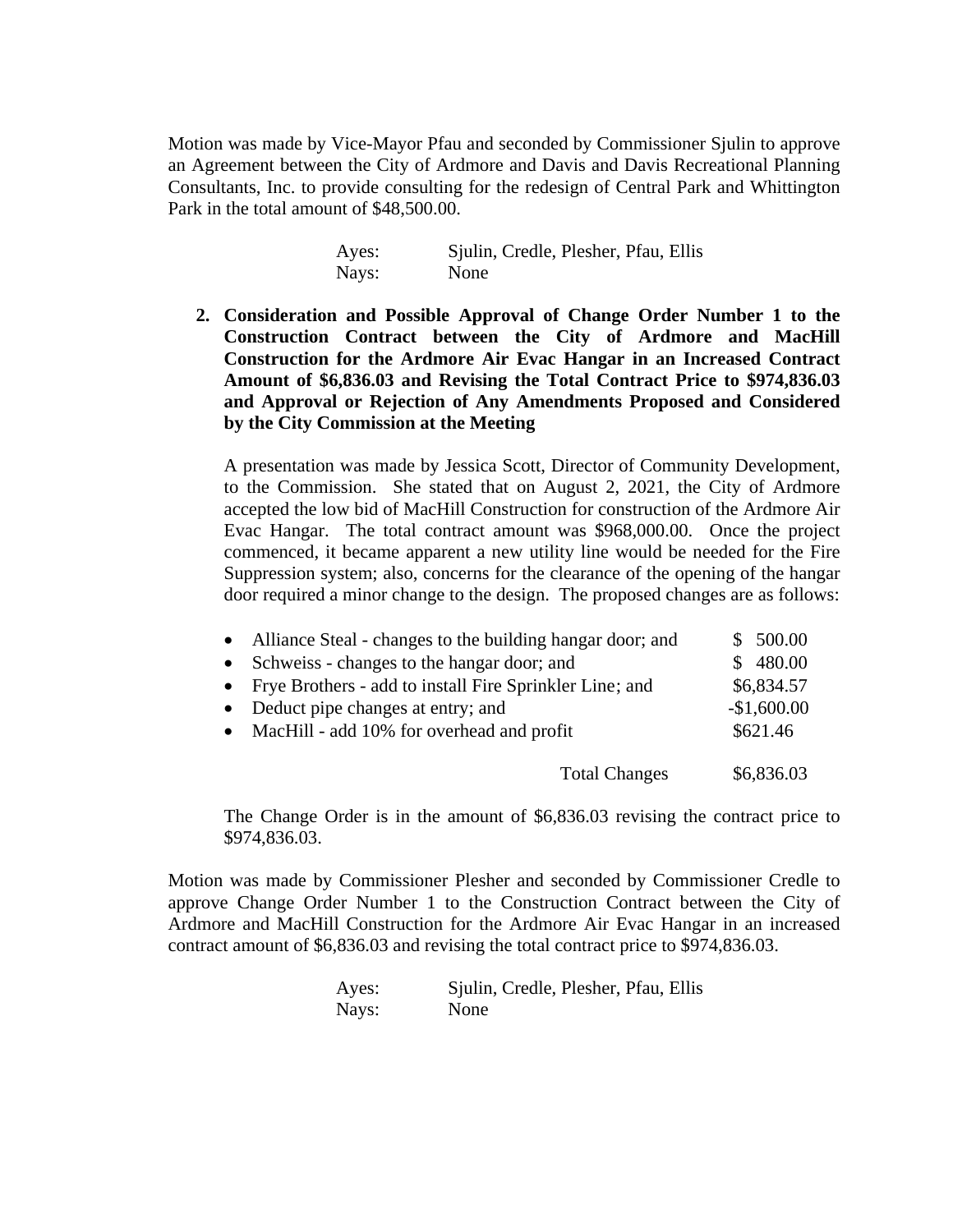Motion was made by Vice-Mayor Pfau and seconded by Commissioner Sjulin to approve an Agreement between the City of Ardmore and Davis and Davis Recreational Planning Consultants, Inc. to provide consulting for the redesign of Central Park and Whittington Park in the total amount of $48,500.00.

| | |
|---|---|
| Ayes: | Sjulin, Credle, Plesher, Pfau, Ellis |
| Nays: | None |

2. **Consideration and Possible Approval of Change Order Number 1 to the Construction Contract between the City of Ardmore and MacHill Construction for the Ardmore Air Evac Hangar in an Increased Contract Amount of $6,836.03 and Revising the Total Contract Price to $974,836.03 and Approval or Rejection of Any Amendments Proposed and Considered by the City Commission at the Meeting**

   A presentation was made by Jessica Scott, Director of Community Development, to the Commission. She stated that on August 2, 2021, the City of Ardmore accepted the low bid of MacHill Construction for construction of the Ardmore Air Evac Hangar. The total contract amount was $968,000.00. Once the project commenced, it became apparent a new utility line would be needed for the Fire Suppression system; also, concerns for the clearance of the opening of the hangar door required a minor change to the design. The proposed changes are as follows:

| | |
|---|---|
| • Alliance Steal - changes to the building hangar door; and | $ 500.00 |
| • Schweiss - changes to the hangar door; and | $ 480.00 |
| • Frye Brothers - add to install Fire Sprinkler Line; and | $6,834.57 |
| • Deduct pipe changes at entry; and | -$1,600.00 |
| • MacHill - add 10% for overhead and profit | $621.46 |
| Total Changes | $6,836.03 |

   The Change Order is in the amount of $6,836.03 revising the contract price to $974,836.03.

Motion was made by Commissioner Plesher and seconded by Commissioner Credle to approve Change Order Number 1 to the Construction Contract between the City of Ardmore and MacHill Construction for the Ardmore Air Evac Hangar in an increased contract amount of $6,836.03 and revising the total contract price to $974,836.03.

| | |
|---|---|
| Ayes: | Sjulin, Credle, Plesher, Pfau, Ellis |
| Nays: | None |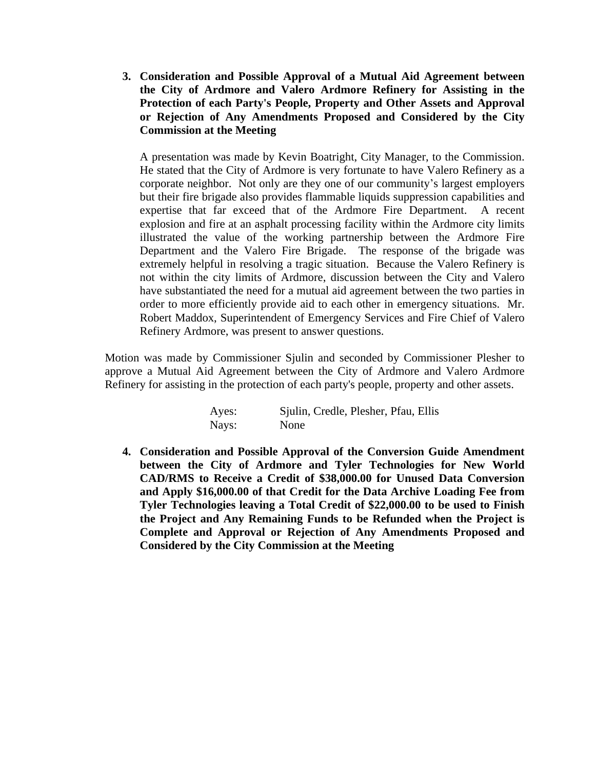3. **Consideration and Possible Approval of a Mutual Aid Agreement between the City of Ardmore and Valero Ardmore Refinery for Assisting in the Protection of each Party's People, Property and Other Assets and Approval or Rejection of Any Amendments Proposed and Considered by the City Commission at the Meeting**

   A presentation was made by Kevin Boatright, City Manager, to the Commission. He stated that the City of Ardmore is very fortunate to have Valero Refinery as a corporate neighbor. Not only are they one of our community's largest employers but their fire brigade also provides flammable liquids suppression capabilities and expertise that far exceed that of the Ardmore Fire Department. A recent explosion and fire at an asphalt processing facility within the Ardmore city limits illustrated the value of the working partnership between the Ardmore Fire Department and the Valero Fire Brigade. The response of the brigade was extremely helpful in resolving a tragic situation. Because the Valero Refinery is not within the city limits of Ardmore, discussion between the City and Valero have substantiated the need for a mutual aid agreement between the two parties in order to more efficiently provide aid to each other in emergency situations. Mr. Robert Maddox, Superintendent of Emergency Services and Fire Chief of Valero Refinery Ardmore, was present to answer questions.

Motion was made by Commissioner Sjulin and seconded by Commissioner Plesher to approve a Mutual Aid Agreement between the City of Ardmore and Valero Ardmore Refinery for assisting in the protection of each party's people, property and other assets.

Ayes: Sjulin, Credle, Plesher, Pfau, Ellis
Nays: None

4. **Consideration and Possible Approval of the Conversion Guide Amendment between the City of Ardmore and Tyler Technologies for New World CAD/RMS to Receive a Credit of $38,000.00 for Unused Data Conversion and Apply $16,000.00 of that Credit for the Data Archive Loading Fee from Tyler Technologies leaving a Total Credit of $22,000.00 to be used to Finish the Project and Any Remaining Funds to be Refunded when the Project is Complete and Approval or Rejection of Any Amendments Proposed and Considered by the City Commission at the Meeting**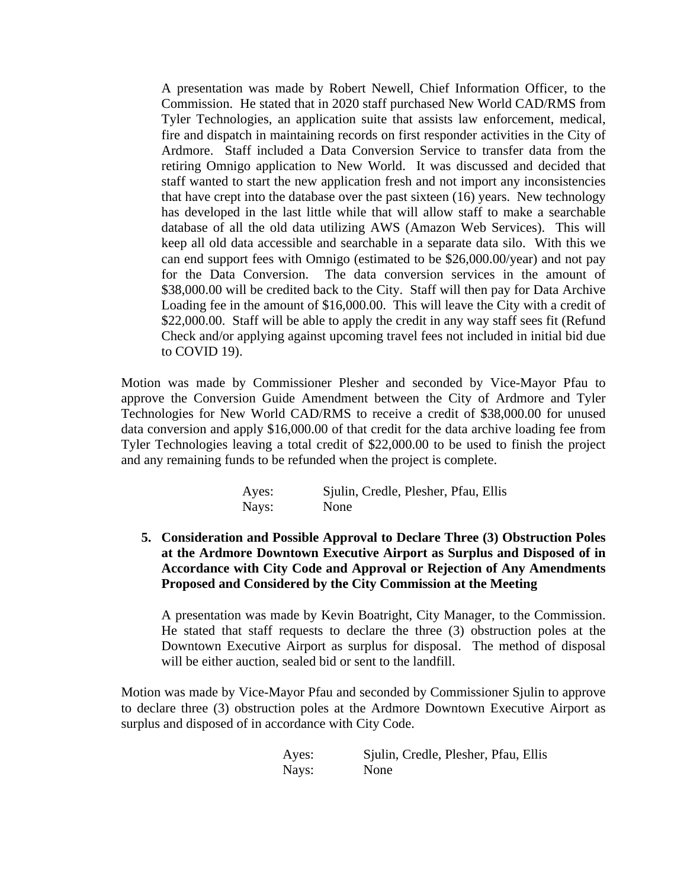A presentation was made by Robert Newell, Chief Information Officer, to the Commission. He stated that in 2020 staff purchased New World CAD/RMS from Tyler Technologies, an application suite that assists law enforcement, medical, fire and dispatch in maintaining records on first responder activities in the City of Ardmore. Staff included a Data Conversion Service to transfer data from the retiring Omnigo application to New World. It was discussed and decided that staff wanted to start the new application fresh and not import any inconsistencies that have crept into the database over the past sixteen (16) years. New technology has developed in the last little while that will allow staff to make a searchable database of all the old data utilizing AWS (Amazon Web Services). This will keep all old data accessible and searchable in a separate data silo. With this we can end support fees with Omnigo (estimated to be $26,000.00/year) and not pay for the Data Conversion. The data conversion services in the amount of $38,000.00 will be credited back to the City. Staff will then pay for Data Archive Loading fee in the amount of $16,000.00. This will leave the City with a credit of $22,000.00. Staff will be able to apply the credit in any way staff sees fit (Refund Check and/or applying against upcoming travel fees not included in initial bid due to COVID 19).

Motion was made by Commissioner Plesher and seconded by Vice-Mayor Pfau to approve the Conversion Guide Amendment between the City of Ardmore and Tyler Technologies for New World CAD/RMS to receive a credit of $38,000.00 for unused data conversion and apply $16,000.00 of that credit for the data archive loading fee from Tyler Technologies leaving a total credit of $22,000.00 to be used to finish the project and any remaining funds to be refunded when the project is complete.

Ayes: Sjulin, Credle, Plesher, Pfau, Ellis
Nays: None

**5. Consideration and Possible Approval to Declare Three (3) Obstruction Poles at the Ardmore Downtown Executive Airport as Surplus and Disposed of in Accordance with City Code and Approval or Rejection of Any Amendments Proposed and Considered by the City Commission at the Meeting**

A presentation was made by Kevin Boatright, City Manager, to the Commission. He stated that staff requests to declare the three (3) obstruction poles at the Downtown Executive Airport as surplus for disposal. The method of disposal will be either auction, sealed bid or sent to the landfill.

Motion was made by Vice-Mayor Pfau and seconded by Commissioner Sjulin to approve to declare three (3) obstruction poles at the Ardmore Downtown Executive Airport as surplus and disposed of in accordance with City Code.

Ayes: Sjulin, Credle, Plesher, Pfau, Ellis
Nays: None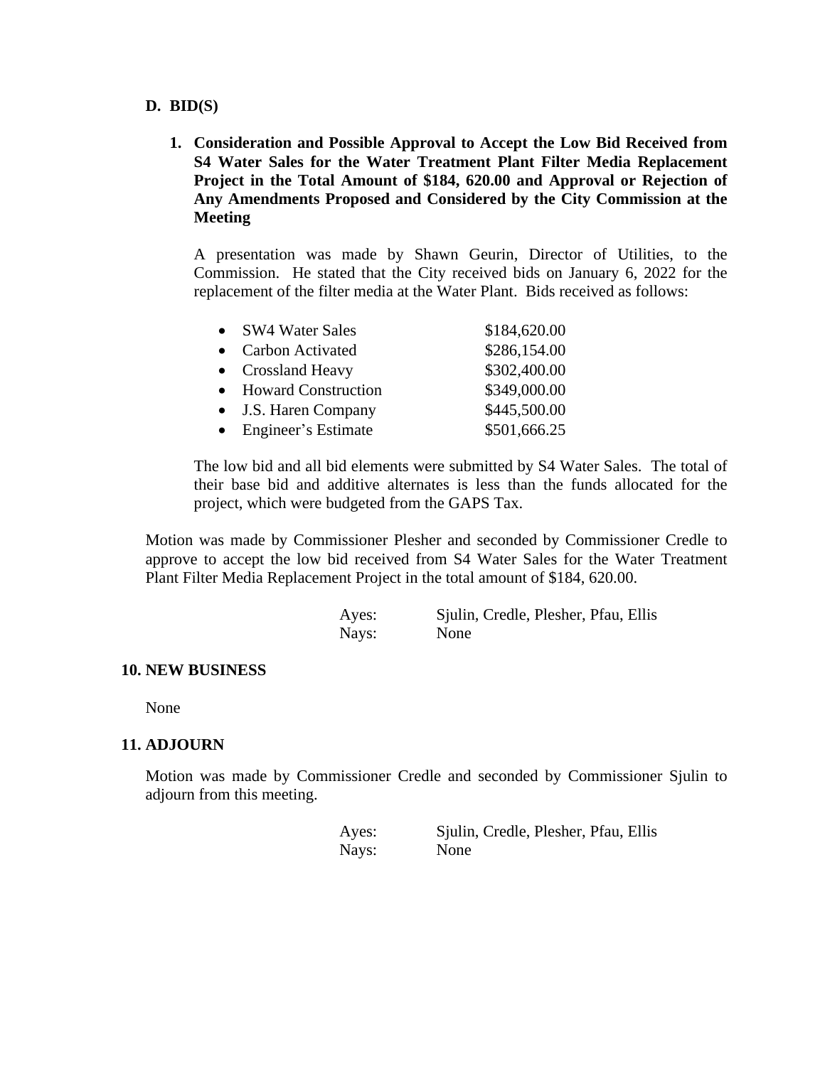## D. BID(S)

**1. Consideration and Possible Approval to Accept the Low Bid Received from S4 Water Sales for the Water Treatment Plant Filter Media Replacement Project in the Total Amount of $184, 620.00 and Approval or Rejection of Any Amendments Proposed and Considered by the City Commission at the Meeting**

A presentation was made by Shawn Geurin, Director of Utilities, to the Commission. He stated that the City received bids on January 6, 2022 for the replacement of the filter media at the Water Plant. Bids received as follows:

| | |
|---|---|
| • SW4 Water Sales | $184,620.00 |
| • Carbon Activated | $286,154.00 |
| • Crossland Heavy | $302,400.00 |
| • Howard Construction | $349,000.00 |
| • J.S. Haren Company | $445,500.00 |
| • Engineer's Estimate | $501,666.25 |

The low bid and all bid elements were submitted by S4 Water Sales. The total of their base bid and additive alternates is less than the funds allocated for the project, which were budgeted from the GAPS Tax.

Motion was made by Commissioner Plesher and seconded by Commissioner Credle to approve to accept the low bid received from S4 Water Sales for the Water Treatment Plant Filter Media Replacement Project in the total amount of $184, 620.00.

Ayes: Sjulin, Credle, Plesher, Pfau, Ellis
Nays: None

## 10. NEW BUSINESS

None

## 11. ADJOURN

Motion was made by Commissioner Credle and seconded by Commissioner Sjulin to adjourn from this meeting.

Ayes: Sjulin, Credle, Plesher, Pfau, Ellis
Nays: None